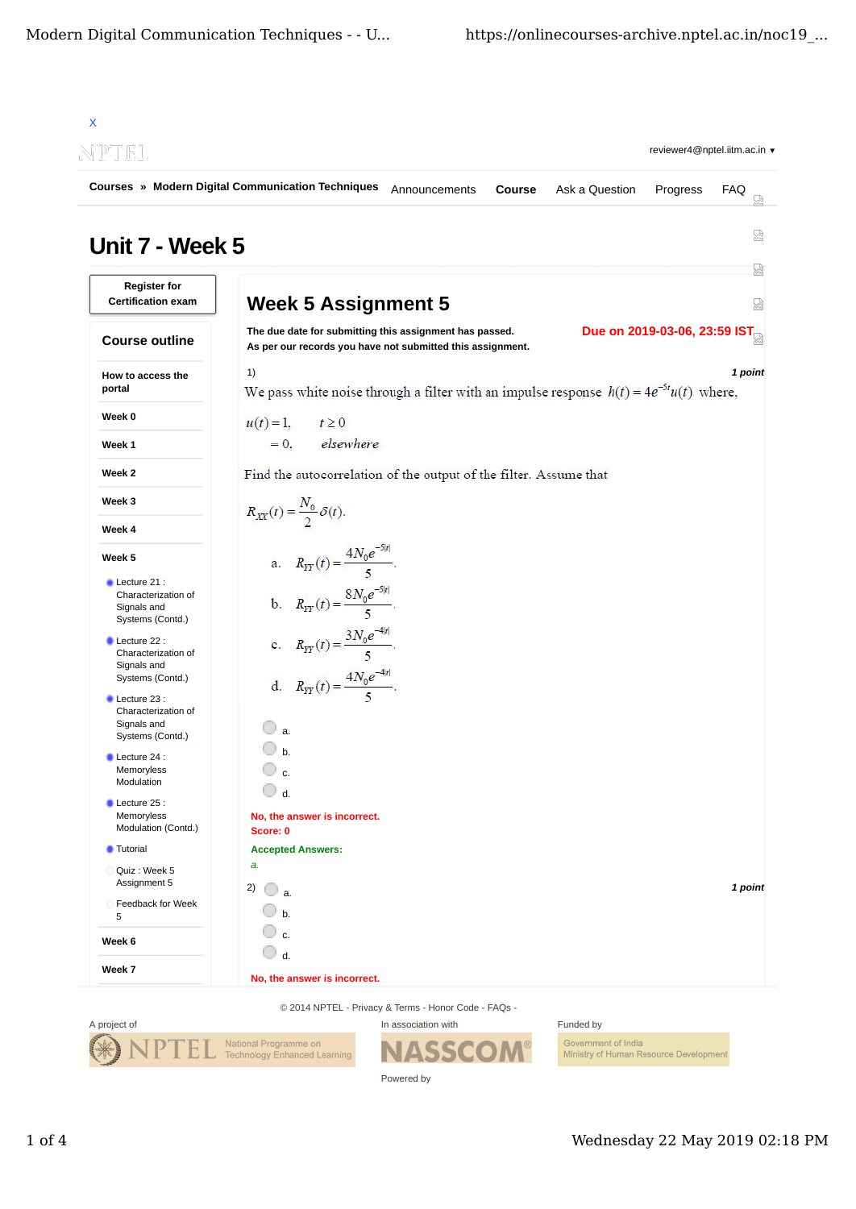X

NPTEL

reviewer4@nptel.iitm.ac.in ▾

**Courses** » **Modern Digital Communication Techniques** Announcements **Course** Ask a Question Progress FAQ

# Unit 7 - Week 5

**Register for Certification exam**

## Course outline

- **How to access the portal**
- **Week 0**
- **Week 1**
- **Week 2**
- **Week 3**
- **Week 4**
- **Week 5**
  - Lecture 21 : Characterization of Signals and Systems (Contd.)
  - Lecture 22 : Characterization of Signals and Systems (Contd.)
  - Lecture 23 : Characterization of Signals and Systems (Contd.)
  - Lecture 24 : Memoryless Modulation
  - Lecture 25 : Memoryless Modulation (Contd.)
  - Tutorial
  - Quiz : Week 5 Assignment 5
  - Feedback for Week 5
- **Week 6**
- **Week 7**

## Week 5 Assignment 5

**The due date for submitting this assignment has passed.**
**As per our records you have not submitted this assignment.**

**Due on 2019-03-06, 23:59 IST.**

1) *1 point*

We pass white noise through a filter with an impulse response $h(t) = 4e^{-5t}u(t)$ where,

$$u(t) = 1, \quad t \geq 0$$
$$= 0, \quad elsewhere$$

Find the autocorrelation of the output of the filter. Assume that

$$R_{XX}(t) = \frac{N_0}{2}\delta(t).$$

a. $R_{YY}(t) = \frac{4N_0 e^{-5|t|}}{5}$.

b. $R_{YY}(t) = \frac{8N_0 e^{-5|t|}}{5}$.

c. $R_{YY}(t) = \frac{3N_0 e^{-4|t|}}{5}$.

d. $R_{YY}(t) = \frac{4N_0 e^{-4|t|}}{5}$.

- a.
- b.
- c.
- d.

**No, the answer is incorrect.**
**Score: 0**

**Accepted Answers:**
*a.*

2) *1 point*

- a.
- b.
- c.
- d.

**No, the answer is incorrect.**

© 2014 NPTEL - Privacy & Terms - Honor Code - FAQs -

A project of NPTEL National Programme on Technology Enhanced Learning

In association with NASSCOM

Funded by Government of India Ministry of Human Resource Development

Powered by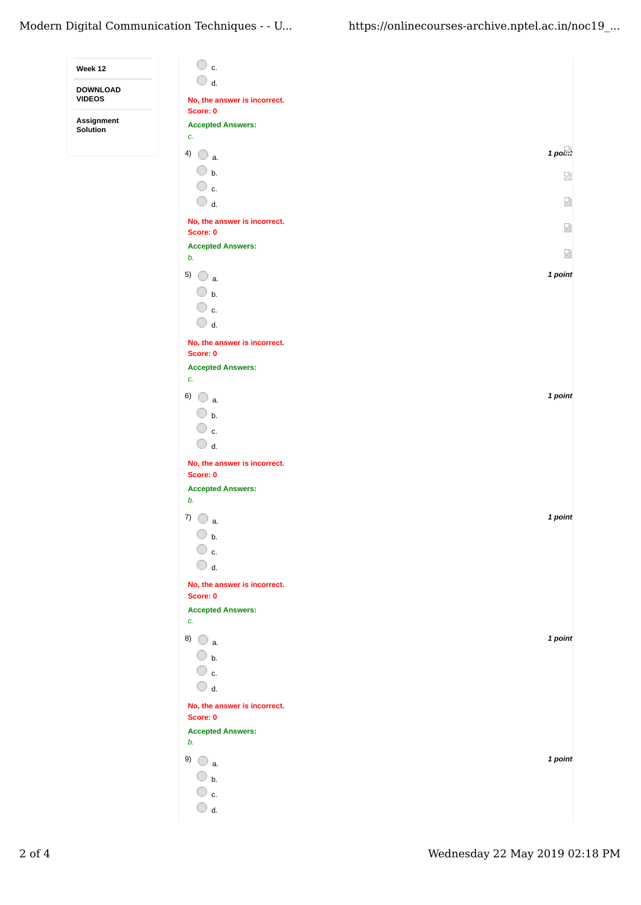Week 12

DOWNLOAD VIDEOS

Assignment Solution

c.

d.

No, the answer is incorrect.
Score: 0

Accepted Answers:
*c.*

4) *1 point*

a.

b.

c.

d.

No, the answer is incorrect.
Score: 0

Accepted Answers:
*b.*

5) *1 point*

a.

b.

c.

d.

No, the answer is incorrect.
Score: 0

Accepted Answers:
*c.*

6) *1 point*

a.

b.

c.

d.

No, the answer is incorrect.
Score: 0

Accepted Answers:
*b.*

7) *1 point*

a.

b.

c.

d.

No, the answer is incorrect.
Score: 0

Accepted Answers:
*c.*

8) *1 point*

a.

b.

c.

d.

No, the answer is incorrect.
Score: 0

Accepted Answers:
*b.*

9) *1 point*

a.

b.

c.

d.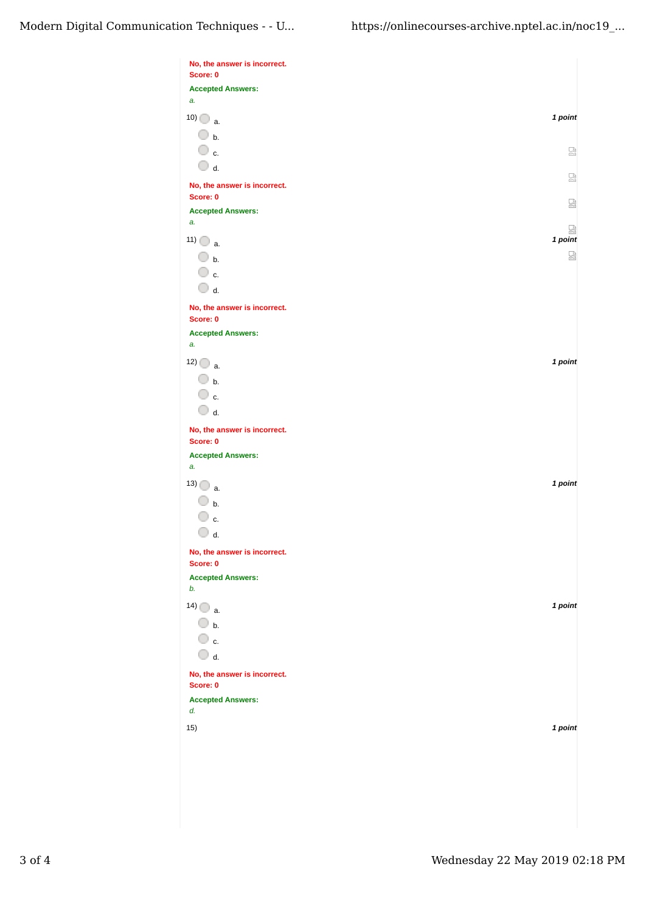No, the answer is incorrect.
Score: 0

Accepted Answers:
*a.*

10) a.

b.

c.

d.

No, the answer is incorrect.
Score: 0

Accepted Answers:
*a.*

*1 point*

11) a.

b.

c.

d.

No, the answer is incorrect.
Score: 0

Accepted Answers:
*a.*

*1 point*

12) a.

b.

c.

d.

No, the answer is incorrect.
Score: 0

Accepted Answers:
*a.*

*1 point*

13) a.

b.

c.

d.

No, the answer is incorrect.
Score: 0

Accepted Answers:
*b.*

*1 point*

14) a.

b.

c.

d.

No, the answer is incorrect.
Score: 0

Accepted Answers:
*d.*

*1 point*

15)

*1 point*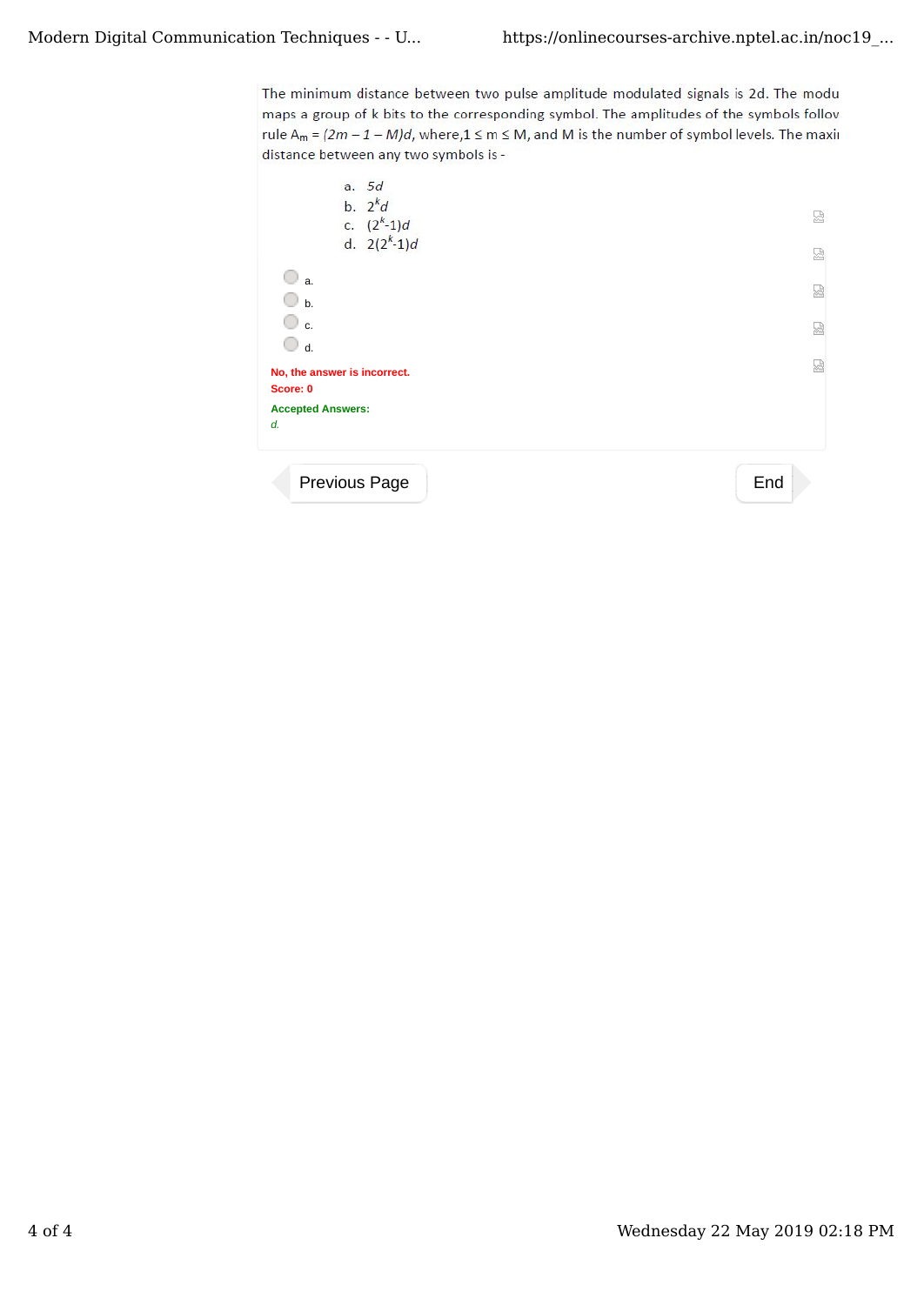The minimum distance between two pulse amplitude modulated signals is 2d. The modu maps a group of k bits to the corresponding symbol. The amplitudes of the symbols follov rule $A_m = (2m - 1 - M)d$, where, $1 \leq m \leq M$, and M is the number of symbol levels. The maxii distance between any two symbols is -

a. $5d$
b. $2^k d$
c. $(2^k\text{-}1)d$
d. $2(2^k\text{-}1)d$

- a.
- b.
- c.
- d.

**No, the answer is incorrect.**
**Score: 0**

**Accepted Answers:**
*d.*

Previous Page

End